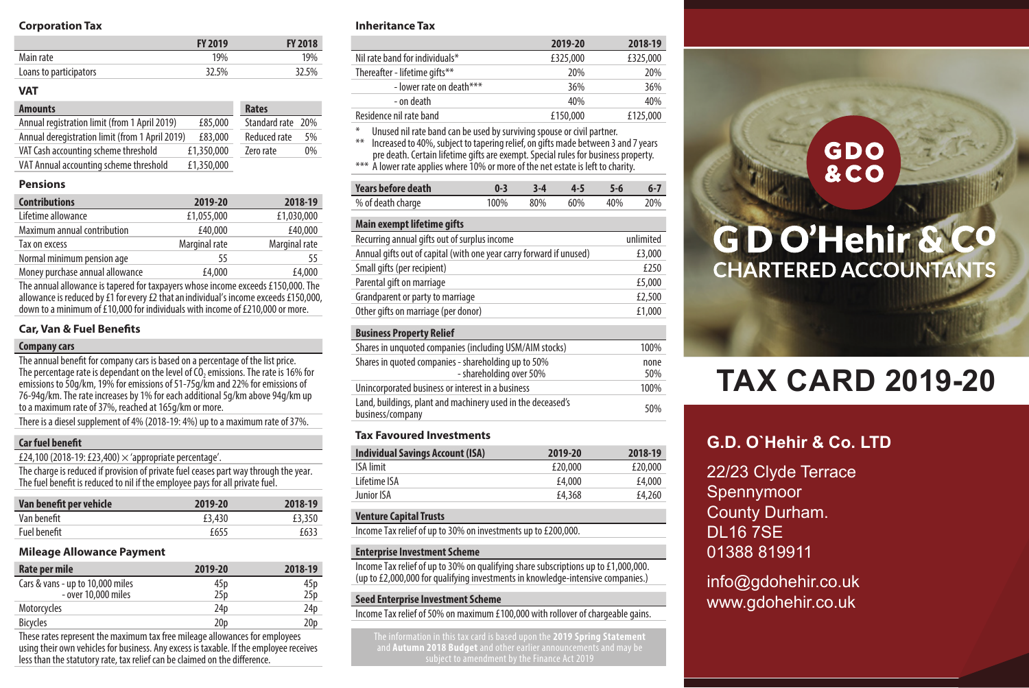## Corporation Tax

| | FY 2019 | FY 2018 |
|---|---|---|
| Main rate | 19% | 19% |
| Loans to participators | 32.5% | 32.5% |

## VAT

| Amounts | |
|---|---|
| Annual registration limit (from 1 April 2019) | £85,000 |
| Annual deregistration limit (from 1 April 2019) | £83,000 |
| VAT Cash accounting scheme threshold | £1,350,000 |
| VAT Annual accounting scheme threshold | £1,350,000 |

| Rates | |
|---|---|
| Standard rate | 20% |
| Reduced rate | 5% |
| Zero rate | 0% |

## Pensions

| Contributions | 2019-20 | 2018-19 |
|---|---|---|
| Lifetime allowance | £1,055,000 | £1,030,000 |
| Maximum annual contribution | £40,000 | £40,000 |
| Tax on excess | Marginal rate | Marginal rate |
| Normal minimum pension age | 55 | 55 |
| Money purchase annual allowance | £4,000 | £4,000 |

The annual allowance is tapered for taxpayers whose income exceeds £150,000. The allowance is reduced by £1 for every £2 that an individual's income exceeds £150,000, down to a minimum of £10,000 for individuals with income of £210,000 or more.

## Car, Van & Fuel Benefits

**Company cars**

The annual benefit for company cars is based on a percentage of the list price. The percentage rate is dependant on the level of $CO_2$ emissions. The rate is 16% for emissions to 50g/km, 19% for emissions of 51-75g/km and 22% for emissions of 76-94g/km. The rate increases by 1% for each additional 5g/km above 94g/km up to a maximum rate of 37%, reached at 165g/km or more.

There is a diesel supplement of 4% (2018-19: 4%) up to a maximum rate of 37%.

**Car fuel benefit**

£24,100 (2018-19: £23,400) × 'appropriate percentage'.

The charge is reduced if provision of private fuel ceases part way through the year. The fuel benefit is reduced to nil if the employee pays for all private fuel.

| Van benefit per vehicle | 2019-20 | 2018-19 |
|---|---|---|
| Van benefit | £3,430 | £3,350 |
| Fuel benefit | £655 | £633 |

## Mileage Allowance Payment

| Rate per mile | 2019-20 | 2018-19 |
|---|---|---|
| Cars & vans - up to 10,000 miles | 45p | 45p |
| - over 10,000 miles | 25p | 25p |
| Motorcycles | 24p | 24p |
| Bicycles | 20p | 20p |

These rates represent the maximum tax free mileage allowances for employees using their own vehicles for business. Any excess is taxable. If the employee receives less than the statutory rate, tax relief can be claimed on the difference.

## Inheritance Tax

| | 2019-20 | 2018-19 |
|---|---|---|
| Nil rate band for individuals* | £325,000 | £325,000 |
| Thereafter - lifetime gifts** | 20% | 20% |
| - lower rate on death*** | 36% | 36% |
| - on death | 40% | 40% |
| Residence nil rate band | £150,000 | £125,000 |

\* Unused nil rate band can be used by surviving spouse or civil partner.
** Increased to 40%, subject to tapering relief, on gifts made between 3 and 7 years pre death. Certain lifetime gifts are exempt. Special rules for business property.
*** A lower rate applies where 10% or more of the net estate is left to charity.

| Years before death | 0-3 | 3-4 | 4-5 | 5-6 | 6-7 |
|---|---|---|---|---|---|
| % of death charge | 100% | 80% | 60% | 40% | 20% |

| Main exempt lifetime gifts | |
|---|---|
| Recurring annual gifts out of surplus income | unlimited |
| Annual gifts out of capital (with one year carry forward if unused) | £3,000 |
| Small gifts (per recipient) | £250 |
| Parental gift on marriage | £5,000 |
| Grandparent or party to marriage | £2,500 |
| Other gifts on marriage (per donor) | £1,000 |

| Business Property Relief | |
|---|---|
| Shares in unquoted companies (including USM/AIM stocks) | 100% |
| Shares in quoted companies - shareholding up to 50% | none |
| - shareholding over 50% | 50% |
| Unincorporated business or interest in a business | 100% |
| Land, buildings, plant and machinery used in the deceased's business/company | 50% |

## Tax Favoured Investments

| Individual Savings Account (ISA) | 2019-20 | 2018-19 |
|---|---|---|
| ISA limit | £20,000 | £20,000 |
| Lifetime ISA | £4,000 | £4,000 |
| Junior ISA | £4,368 | £4,260 |

**Venture Capital Trusts**

Income Tax relief of up to 30% on investments up to £200,000.

**Enterprise Investment Scheme**

Income Tax relief of up to 30% on qualifying share subscriptions up to £1,000,000. (up to £2,000,000 for qualifying investments in knowledge-intensive companies.)

**Seed Enterprise Investment Scheme**

Income Tax relief of 50% on maximum £100,000 with rollover of chargeable gains.

The information in this tax card is based upon the **2019 Spring Statement** and **Autumn 2018 Budget** and other earlier announcements and may be subject to amendment by the Finance Act 2019

GDO & CO

# G D O'Hehir & Co
## CHARTERED ACCOUNTANTS

# TAX CARD 2019-20

### G.D. O`Hehir & Co. LTD

22/23 Clyde Terrace
Spennymoor
County Durham.
DL16 7SE
01388 819911

info@gdohehir.co.uk
www.gdohehir.co.uk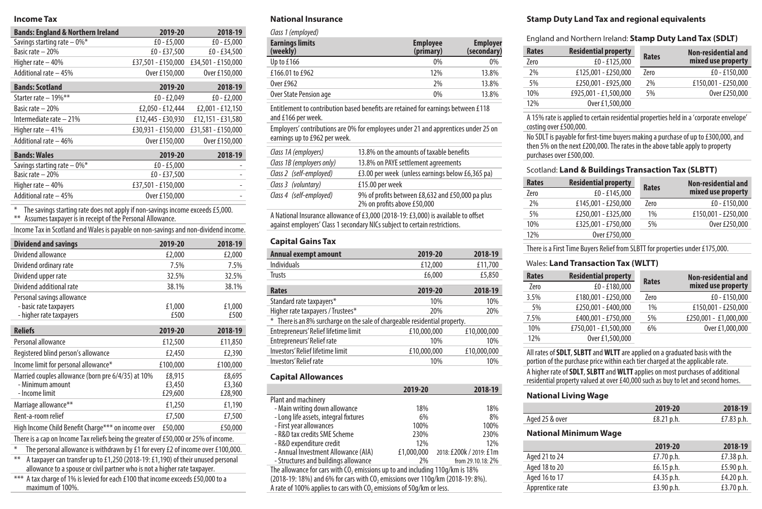## Income Tax

| Bands: England & Northern Ireland | 2019-20 | 2018-19 |
|---|---|---|
| Savings starting rate – 0%* | £0 - £5,000 | £0 - £5,000 |
| Basic rate – 20% | £0 - £37,500 | £0 - £34,500 |
| Higher rate – 40% | £37,501 - £150,000 | £34,501 - £150,000 |
| Additional rate – 45% | Over £150,000 | Over £150,000 |

| Bands: Scotland | 2019-20 | 2018-19 |
|---|---|---|
| Starter rate – 19%** | £0 - £2,049 | £0 - £2,000 |
| Basic rate – 20% | £2,050 - £12,444 | £2,001 - £12,150 |
| Intermediate rate – 21% | £12,445 - £30,930 | £12,151 - £31,580 |
| Higher rate – 41% | £30,931 - £150,000 | £31,581 - £150,000 |
| Additional rate – 46% | Over £150,000 | Over £150,000 |

| Bands: Wales | 2019-20 | 2018-19 |
|---|---|---|
| Savings starting rate – 0%* | £0 - £5,000 | - |
| Basic rate – 20% | £0 - £37,500 | - |
| Higher rate – 40% | £37,501 - £150,000 | - |
| Additional rate – 45% | Over £150,000 | - |

\* The savings starting rate does not apply if non-savings income exceeds £5,000.
** Assumes taxpayer is in receipt of the Personal Allowance.

Income Tax in Scotland and Wales is payable on non-savings and non-dividend income.

| Dividend and savings | 2019-20 | 2018-19 |
|---|---|---|
| Dividend allowance | £2,000 | £2,000 |
| Dividend ordinary rate | 7.5% | 7.5% |
| Dividend upper rate | 32.5% | 32.5% |
| Dividend additional rate | 38.1% | 38.1% |
| Personal savings allowance | | |
| - basic rate taxpayers | £1,000 | £1,000 |
| - higher rate taxpayers | £500 | £500 |

| Reliefs | 2019-20 | 2018-19 |
|---|---|---|
| Personal allowance | £12,500 | £11,850 |
| Registered blind person's allowance | £2,450 | £2,390 |
| Income limit for personal allowance* | £100,000 | £100,000 |
| Married couples allowance (born pre 6/4/35) at 10% | £8,915 | £8,695 |
| - Minimum amount | £3,450 | £3,360 |
| - Income limit | £29,600 | £28,900 |
| Marriage allowance** | £1,250 | £1,190 |
| Rent-a-room relief | £7,500 | £7,500 |
| High Income Child Benefit Charge*** on income over | £50,000 | £50,000 |

There is a cap on Income Tax reliefs being the greater of £50,000 or 25% of income.

\* The personal allowance is withdrawn by £1 for every £2 of income over £100,000.
** A taxpayer can transfer up to £1,250 (2018-19: £1,190) of their unused personal allowance to a spouse or civil partner who is not a higher rate taxpayer.
*** A tax charge of 1% is levied for each £100 that income exceeds £50,000 to a maximum of 100%.

## National Insurance

*Class 1 (employed)*

| Earnings limits (weekly) | Employee (primary) | Employer (secondary) |
|---|---|---|
| Up to £166 | 0% | 0% |
| £166.01 to £962 | 12% | 13.8% |
| Over £962 | 2% | 13.8% |
| Over State Pension age | 0% | 13.8% |

Entitlement to contribution based benefits are retained for earnings between £118 and £166 per week.

Employers' contributions are 0% for employees under 21 and apprentices under 25 on earnings up to £962 per week.

| | |
|---|---|
| *Class 1A (employers)* | 13.8% on the amounts of taxable benefits |
| *Class 1B (employers only)* | 13.8% on PAYE settlement agreements |
| *Class 2 (self-employed)* | £3.00 per week (unless earnings below £6,365 pa) |
| *Class 3 (voluntary)* | £15.00 per week |
| *Class 4 (self-employed)* | 9% of profits between £8,632 and £50,000 pa plus 2% on profits above £50,000 |

A National Insurance allowance of £3,000 (2018-19: £3,000) is available to offset against employers' Class 1 secondary NICs subject to certain restrictions.

## Capital Gains Tax

| Annual exempt amount | 2019-20 | 2018-19 |
|---|---|---|
| Individuals | £12,000 | £11,700 |
| Trusts | £6,000 | £5,850 |

| Rates | 2019-20 | 2018-19 |
|---|---|---|
| Standard rate taxpayers* | 10% | 10% |
| Higher rate taxpayers / Trustees* | 20% | 20% |
| * There is an 8% surcharge on the sale of chargeable residential property. | | |
| Entrepreneurs' Relief lifetime limit | £10,000,000 | £10,000,000 |
| Entrepreneurs' Relief rate | 10% | 10% |
| Investors' Relief lifetime limit | £10,000,000 | £10,000,000 |
| Investors' Relief rate | 10% | 10% |

## Capital Allowances

| | 2019-20 | 2018-19 |
|---|---|---|
| Plant and machinery | | |
| - Main writing down allowance | 18% | 18% |
| - Long life assets, integral fixtures | 6% | 8% |
| - First year allowances | 100% | 100% |
| - R&D tax credits SME Scheme | 230% | 230% |
| - R&D expenditure credit | 12% | 12% |
| - Annual Investment Allowance (AIA) | £1,000,000 | 2018: £200k / 2019: £1m |
| - Structures and buildings allowance | 2% | from 29.10.18: 2% |

The allowance for cars with $CO_2$ emissions up to and including 110g/km is 18% (2018-19: 18%) and 6% for cars with $CO_2$ emissions over 110g/km (2018-19: 8%). A rate of 100% applies to cars with $CO_2$ emissions of 50g/km or less.

## Stamp Duty Land Tax and regional equivalents

England and Northern Ireland: **Stamp Duty Land Tax (SDLT)**

| Rates | Residential property | Rates | Non-residential and mixed use property |
|---|---|---|---|
| Zero | £0 - £125,000 | Zero | £0 - £150,000 |
| 2% | £125,001 - £250,000 | 2% | £150,001 - £250,000 |
| 5% | £250,001 - £925,000 | 5% | Over £250,000 |
| 10% | £925,001 - £1,500,000 | | |
| 12% | Over £1,500,000 | | |

A 15% rate is applied to certain residential properties held in a 'corporate envelope' costing over £500,000.

No SDLT is payable for first-time buyers making a purchase of up to £300,000, and then 5% on the next £200,000. The rates in the above table apply to property purchases over £500,000.

Scotland: **Land & Buildings Transaction Tax (SLBTT)**

| Rates | Residential property | Rates | Non-residential and mixed use property |
|---|---|---|---|
| Zero | £0 - £145,000 | Zero | £0 - £150,000 |
| 2% | £145,001 - £250,000 | 1% | £150,001 - £250,000 |
| 5% | £250,001 - £325,000 | 5% | Over £250,000 |
| 10% | £325,001 - £750,000 | | |
| 12% | Over £750,000 | | |

There is a First Time Buyers Relief from SLBTT for properties under £175,000.

Wales: **Land Transaction Tax (WLTT)**

| Rates | Residential property | Rates | Non-residential and mixed use property |
|---|---|---|---|
| Zero | £0 - £180,000 | Zero | £0 - £150,000 |
| 3.5% | £180,001 - £250,000 | 1% | £150,001 - £250,000 |
| 5% | £250,001 - £400,000 | 5% | £250,001 - £1,000,000 |
| 7.5% | £400,001 - £750,000 | 6% | Over £1,000,000 |
| 10% | £750,001 - £1,500,000 | | |
| 12% | Over £1,500,000 | | |

All rates of **SDLT**, **SLBTT** and **WLTT** are applied on a graduated basis with the portion of the purchase price within each tier charged at the applicable rate.

A higher rate of **SDLT**, **SLBTT** and **WLTT** applies on most purchases of additional residential property valued at over £40,000 such as buy to let and second homes.

## National Living Wage

| | 2019-20 | 2018-19 |
|---|---|---|
| Aged 25 & over | £8.21 p.h. | £7.83 p.h. |

## National Minimum Wage

| | 2019-20 | 2018-19 |
|---|---|---|
| Aged 21 to 24 | £7.70 p.h. | £7.38 p.h. |
| Aged 18 to 20 | £6.15 p.h. | £5.90 p.h. |
| Aged 16 to 17 | £4.35 p.h. | £4.20 p.h. |
| Apprentice rate | £3.90 p.h. | £3.70 p.h. |